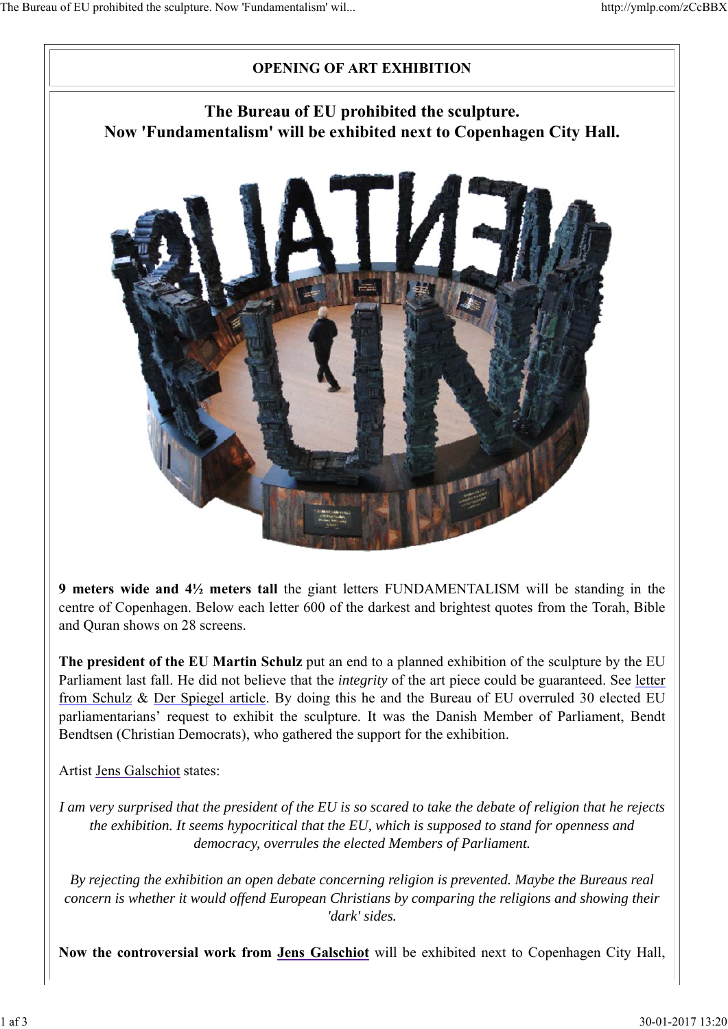# OPENING OF ART EXHIBITION

## The Bureau of EU prohibited the sculpture. Now 'Fundamentalism' will be exhibited next to Copenhagen City Hall.

**9 meters wide and 4½ meters tall** the giant letters FUNDAMENTALISM will be standing in the centre of Copenhagen. Below each letter 600 of the darkest and brightest quotes from the Torah, Bible and Quran shows on 28 screens.

**The president of the EU Martin Schulz** put an end to a planned exhibition of the sculpture by the EU Parliament last fall. He did not believe that the *integrity* of the art piece could be guaranteed. See letter from Schulz & Der Spiegel article. By doing this he and the Bureau of EU overruled 30 elected EU parliamentarians' request to exhibit the sculpture. It was the Danish Member of Parliament, Bendt Bendtsen (Christian Democrats), who gathered the support for the exhibition.

Artist Jens Galschiot states:

*I am very surprised that the president of the EU is so scared to take the debate of religion that he rejects the exhibition. It seems hypocritical that the EU, which is supposed to stand for openness and democracy, overrules the elected Members of Parliament.*

*By rejecting the exhibition an open debate concerning religion is prevented. Maybe the Bureaus real concern is whether it would offend European Christians by comparing the religions and showing their 'dark' sides.*

**Now the controversial work from Jens Galschiot** will be exhibited next to Copenhagen City Hall,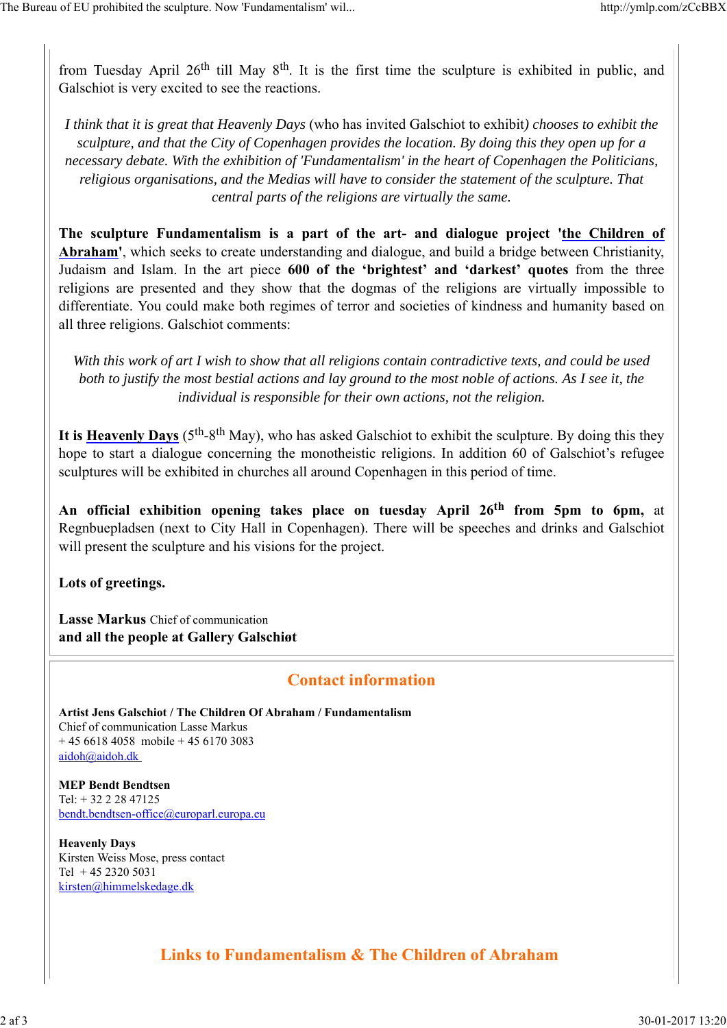from Tuesday April 26th till May 8th. It is the first time the sculpture is exhibited in public, and Galschiot is very excited to see the reactions.

> *I think that it is great that Heavenly Days* (who has invited Galschiot to exhibit*) chooses to exhibit the sculpture, and that the City of Copenhagen provides the location. By doing this they open up for a necessary debate. With the exhibition of 'Fundamentalism' in the heart of Copenhagen the Politicians, religious organisations, and the Medias will have to consider the statement of the sculpture. That central parts of the religions are virtually the same.*

**The sculpture Fundamentalism is a part of the art- and dialogue project '[the Children of Abraham]'**, which seeks to create understanding and dialogue, and build a bridge between Christianity, Judaism and Islam. In the art piece **600 of the 'brightest' and 'darkest' quotes** from the three religions are presented and they show that the dogmas of the religions are virtually impossible to differentiate. You could make both regimes of terror and societies of kindness and humanity based on all three religions. Galschiot comments:

> *With this work of art I wish to show that all religions contain contradictive texts, and could be used both to justify the most bestial actions and lay ground to the most noble of actions. As I see it, the individual is responsible for their own actions, not the religion.*

**It is [Heavenly Days]** (5th-8th May), who has asked Galschiot to exhibit the sculpture. By doing this they hope to start a dialogue concerning the monotheistic religions. In addition 60 of Galschiot's refugee sculptures will be exhibited in churches all around Copenhagen in this period of time.

**An official exhibition opening takes place on tuesday April 26th from 5pm to 6pm,** at Regnbuepladsen (next to City Hall in Copenhagen). There will be speeches and drinks and Galschiot will present the sculpture and his visions for the project.

**Lots of greetings.**

**Lasse Markus** Chief of communication
**and all the people at Gallery Galschiøt**

## Contact information

**Artist Jens Galschiot / The Children Of Abraham / Fundamentalism**
Chief of communication Lasse Markus
+ 45 6618 4058 mobile + 45 6170 3083
aidoh@aidoh.dk

**MEP Bendt Bendtsen**
Tel: + 32 2 28 47125
bendt.bendtsen-office@europarl.europa.eu

**Heavenly Days**
Kirsten Weiss Mose, press contact
Tel + 45 2320 5031
kirsten@himmelskedage.dk

## Links to Fundamentalism & The Children of Abraham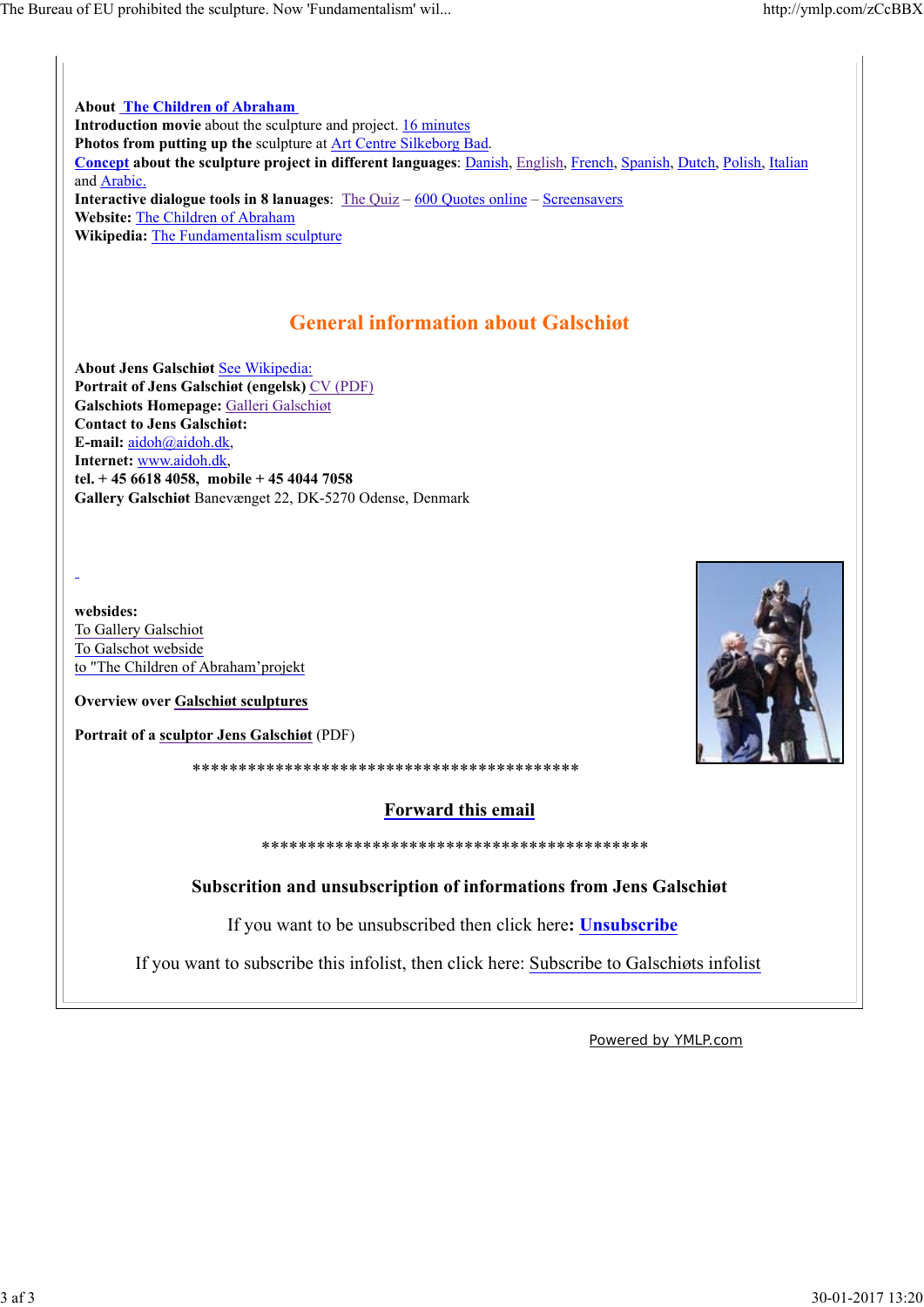**About The Children of Abraham**
**Introduction movie** about the sculpture and project. 16 minutes
**Photos from putting up the** sculpture at Art Centre Silkeborg Bad.
**Concept about the sculpture project in different languages**: Danish, English, French, Spanish, Dutch, Polish, Italian and Arabic.
**Interactive dialogue tools in 8 lanuages**: The Quiz – 600 Quotes online – Screensavers
**Website:** The Children of Abraham
**Wikipedia:** The Fundamentalism sculpture

## General information about Galschiøt

**About Jens Galschiøt** See Wikipedia:
**Portrait of Jens Galschiøt (engelsk)** CV (PDF)
**Galschiots Homepage:** Galleri Galschiøt
**Contact to Jens Galschiøt:**
**E-mail:** aidoh@aidoh.dk,
**Internet:** www.aidoh.dk,
**tel. + 45 6618 4058, mobile + 45 4044 7058**
**Gallery Galschiøt** Banevænget 22, DK-5270 Odense, Denmark

**websides:**
To Gallery Galschiot
To Galschot webside
to "The Children of Abraham'projekt

**Overview over Galschiøt sculptures**

**Portrait of a sculptor Jens Galschiøt** (PDF)

******************************************

**Forward this email**

******************************************

**Subscrition and unsubscription of informations from Jens Galschiøt**

If you want to be unsubscribed then click here**: Unsubscribe**

If you want to subscribe this infolist, then click here: Subscribe to Galschiøts infolist

Powered by YMLP.com